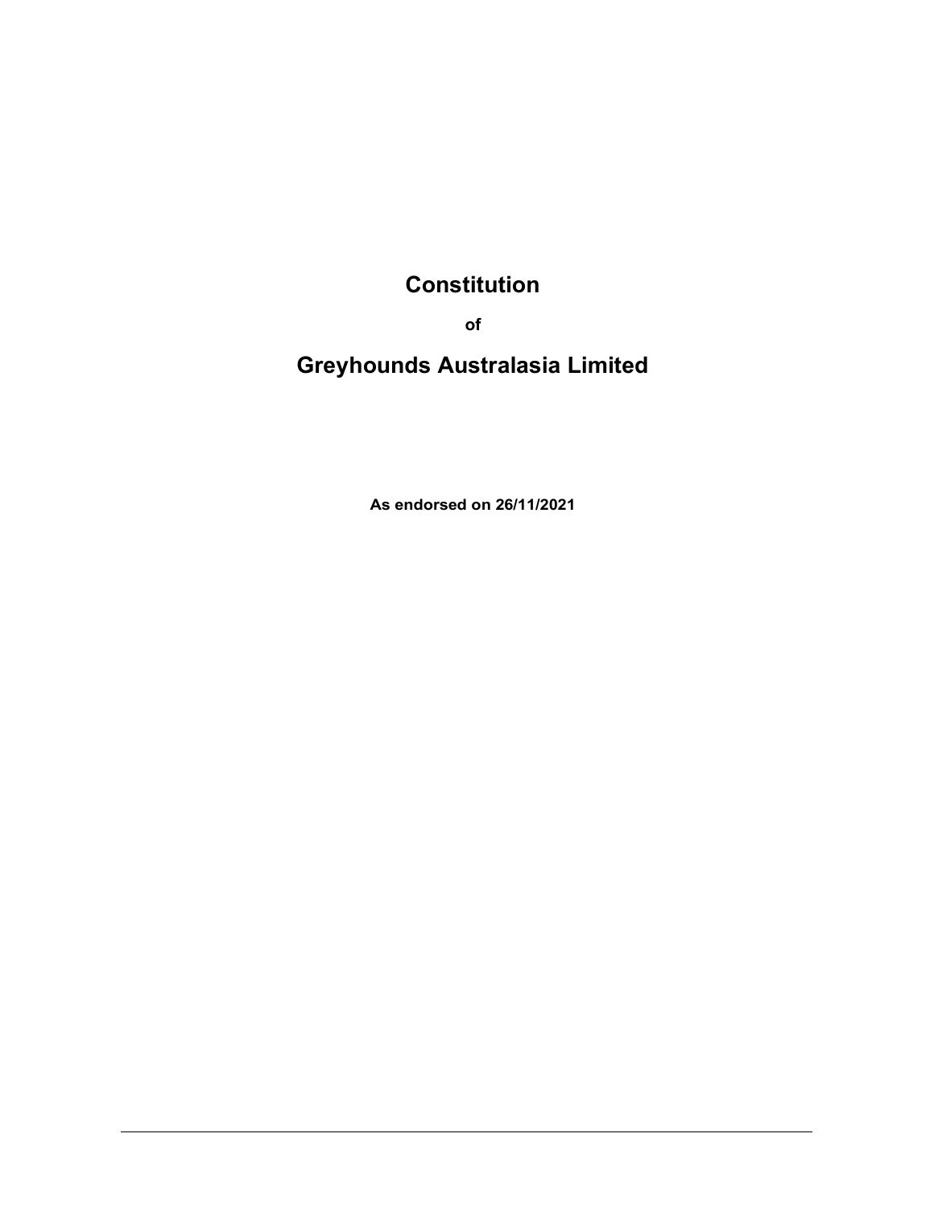# Constitution

**of**

# Greyhounds Australasia Limited

**As endorsed on 26/11/2021**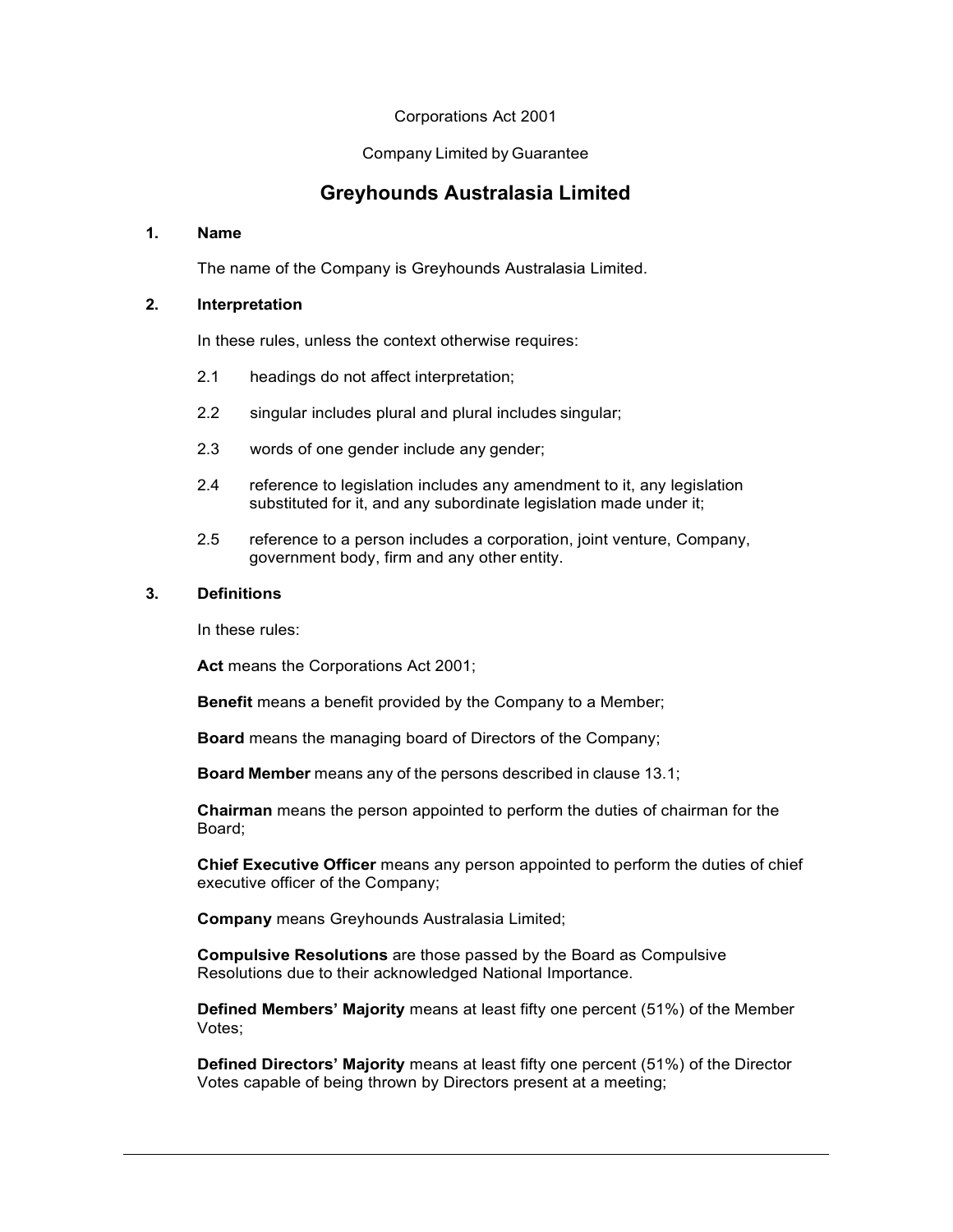Corporations Act 2001

Company Limited by Guarantee

# Greyhounds Australasia Limited

## 1. Name

The name of the Company is Greyhounds Australasia Limited.

## 2. Interpretation

In these rules, unless the context otherwise requires:

2.1 headings do not affect interpretation;

2.2 singular includes plural and plural includes singular;

2.3 words of one gender include any gender;

2.4 reference to legislation includes any amendment to it, any legislation substituted for it, and any subordinate legislation made under it;

2.5 reference to a person includes a corporation, joint venture, Company, government body, firm and any other entity.

## 3. Definitions

In these rules:

**Act** means the Corporations Act 2001;

**Benefit** means a benefit provided by the Company to a Member;

**Board** means the managing board of Directors of the Company;

**Board Member** means any of the persons described in clause 13.1;

**Chairman** means the person appointed to perform the duties of chairman for the Board;

**Chief Executive Officer** means any person appointed to perform the duties of chief executive officer of the Company;

**Company** means Greyhounds Australasia Limited;

**Compulsive Resolutions** are those passed by the Board as Compulsive Resolutions due to their acknowledged National Importance.

**Defined Members' Majority** means at least fifty one percent (51%) of the Member Votes;

**Defined Directors' Majority** means at least fifty one percent (51%) of the Director Votes capable of being thrown by Directors present at a meeting;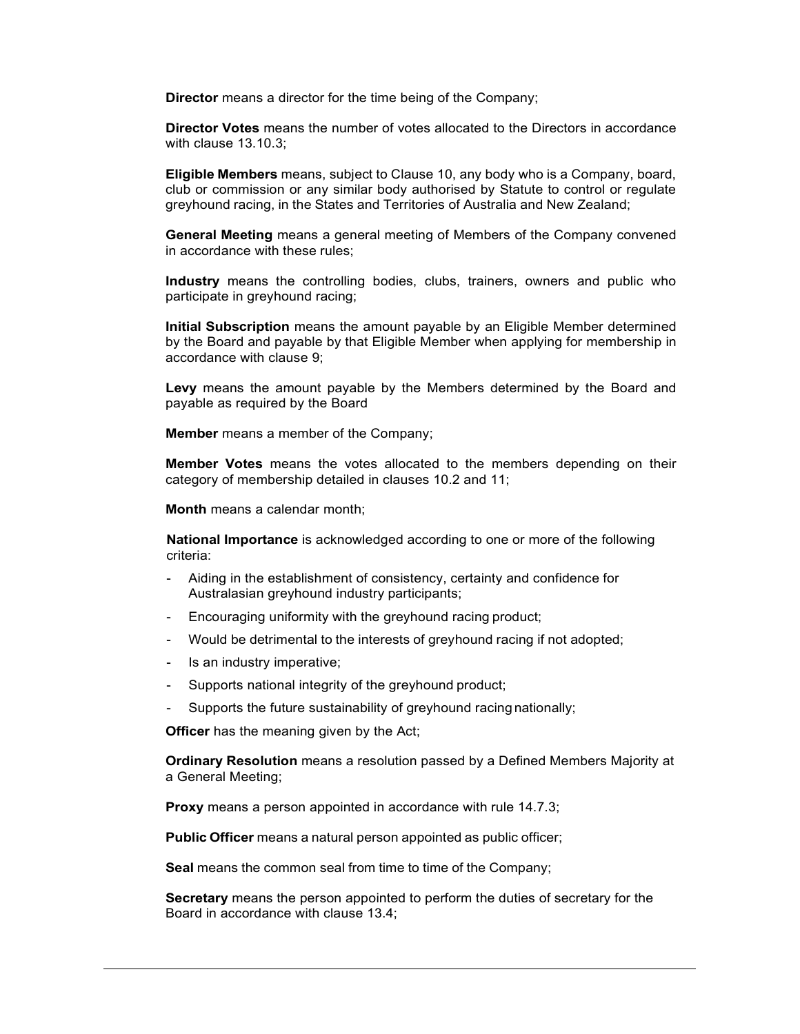**Director** means a director for the time being of the Company;

**Director Votes** means the number of votes allocated to the Directors in accordance with clause 13.10.3;

**Eligible Members** means, subject to Clause 10, any body who is a Company, board, club or commission or any similar body authorised by Statute to control or regulate greyhound racing, in the States and Territories of Australia and New Zealand;

**General Meeting** means a general meeting of Members of the Company convened in accordance with these rules;

**Industry** means the controlling bodies, clubs, trainers, owners and public who participate in greyhound racing;

**Initial Subscription** means the amount payable by an Eligible Member determined by the Board and payable by that Eligible Member when applying for membership in accordance with clause 9;

**Levy** means the amount payable by the Members determined by the Board and payable as required by the Board

**Member** means a member of the Company;

**Member Votes** means the votes allocated to the members depending on their category of membership detailed in clauses 10.2 and 11;

**Month** means a calendar month;

**National Importance** is acknowledged according to one or more of the following criteria:

- Aiding in the establishment of consistency, certainty and confidence for Australasian greyhound industry participants;
- Encouraging uniformity with the greyhound racing product;
- Would be detrimental to the interests of greyhound racing if not adopted;
- Is an industry imperative;
- Supports national integrity of the greyhound product;
- Supports the future sustainability of greyhound racing nationally;

**Officer** has the meaning given by the Act;

**Ordinary Resolution** means a resolution passed by a Defined Members Majority at a General Meeting;

**Proxy** means a person appointed in accordance with rule 14.7.3;

**Public Officer** means a natural person appointed as public officer;

**Seal** means the common seal from time to time of the Company;

**Secretary** means the person appointed to perform the duties of secretary for the Board in accordance with clause 13.4;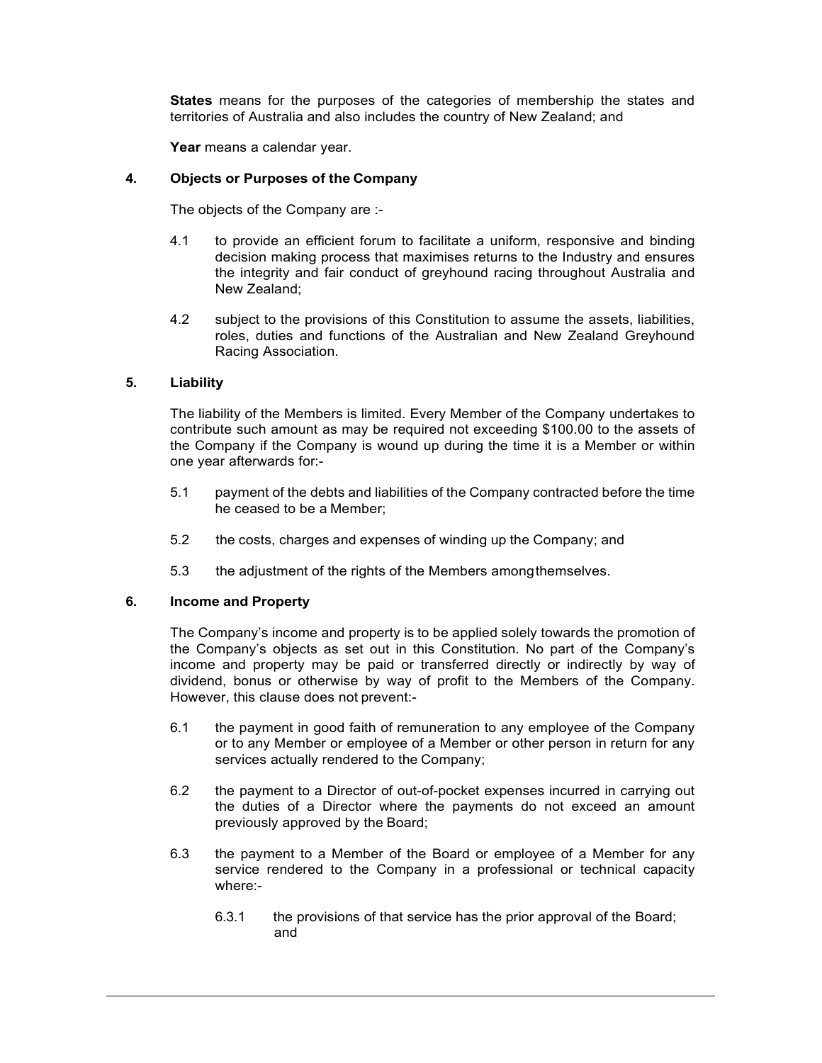**States** means for the purposes of the categories of membership the states and territories of Australia and also includes the country of New Zealand; and

**Year** means a calendar year.

## 4. Objects or Purposes of the Company

The objects of the Company are :-

4.1 to provide an efficient forum to facilitate a uniform, responsive and binding decision making process that maximises returns to the Industry and ensures the integrity and fair conduct of greyhound racing throughout Australia and New Zealand;

4.2 subject to the provisions of this Constitution to assume the assets, liabilities, roles, duties and functions of the Australian and New Zealand Greyhound Racing Association.

## 5. Liability

The liability of the Members is limited. Every Member of the Company undertakes to contribute such amount as may be required not exceeding $100.00 to the assets of the Company if the Company is wound up during the time it is a Member or within one year afterwards for:-

5.1 payment of the debts and liabilities of the Company contracted before the time he ceased to be a Member;

5.2 the costs, charges and expenses of winding up the Company; and

5.3 the adjustment of the rights of the Members among themselves.

## 6. Income and Property

The Company's income and property is to be applied solely towards the promotion of the Company's objects as set out in this Constitution. No part of the Company's income and property may be paid or transferred directly or indirectly by way of dividend, bonus or otherwise by way of profit to the Members of the Company. However, this clause does not prevent:-

6.1 the payment in good faith of remuneration to any employee of the Company or to any Member or employee of a Member or other person in return for any services actually rendered to the Company;

6.2 the payment to a Director of out-of-pocket expenses incurred in carrying out the duties of a Director where the payments do not exceed an amount previously approved by the Board;

6.3 the payment to a Member of the Board or employee of a Member for any service rendered to the Company in a professional or technical capacity where:-

6.3.1 the provisions of that service has the prior approval of the Board; and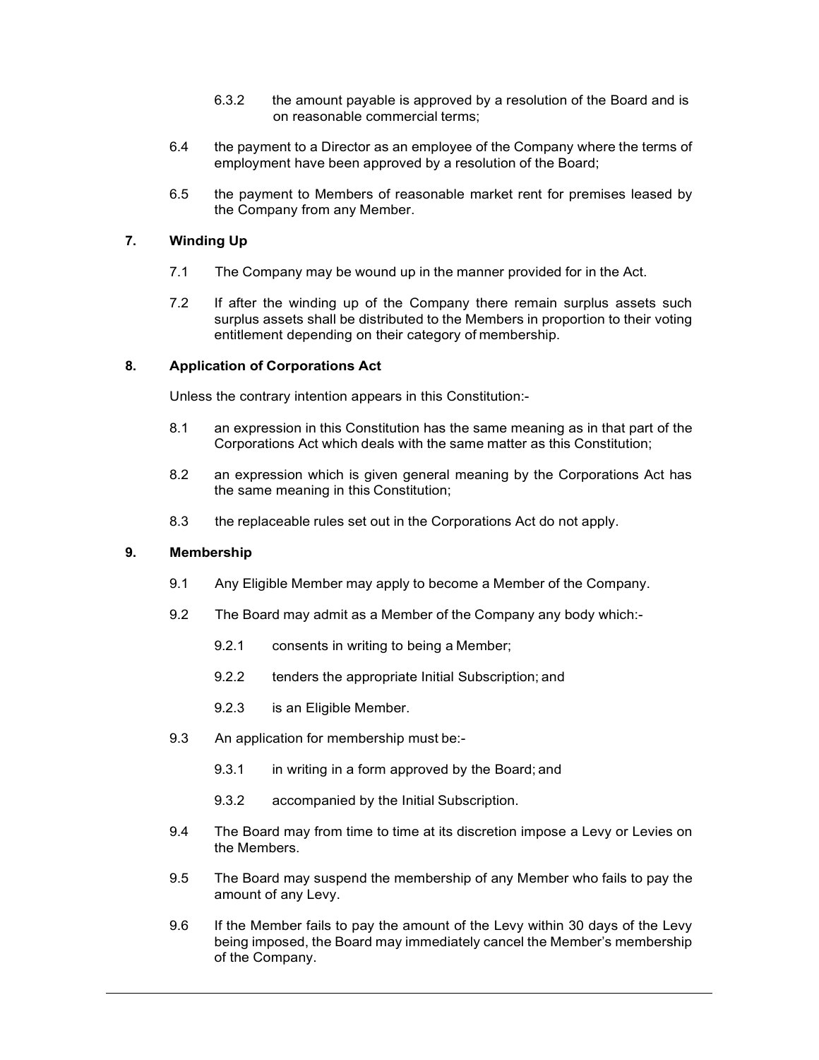6.3.2 the amount payable is approved by a resolution of the Board and is on reasonable commercial terms;

6.4 the payment to a Director as an employee of the Company where the terms of employment have been approved by a resolution of the Board;

6.5 the payment to Members of reasonable market rent for premises leased by the Company from any Member.

## 7. Winding Up

7.1 The Company may be wound up in the manner provided for in the Act.

7.2 If after the winding up of the Company there remain surplus assets such surplus assets shall be distributed to the Members in proportion to their voting entitlement depending on their category of membership.

## 8. Application of Corporations Act

Unless the contrary intention appears in this Constitution:-

8.1 an expression in this Constitution has the same meaning as in that part of the Corporations Act which deals with the same matter as this Constitution;

8.2 an expression which is given general meaning by the Corporations Act has the same meaning in this Constitution;

8.3 the replaceable rules set out in the Corporations Act do not apply.

## 9. Membership

9.1 Any Eligible Member may apply to become a Member of the Company.

9.2 The Board may admit as a Member of the Company any body which:-

9.2.1 consents in writing to being a Member;

9.2.2 tenders the appropriate Initial Subscription; and

9.2.3 is an Eligible Member.

9.3 An application for membership must be:-

9.3.1 in writing in a form approved by the Board; and

9.3.2 accompanied by the Initial Subscription.

9.4 The Board may from time to time at its discretion impose a Levy or Levies on the Members.

9.5 The Board may suspend the membership of any Member who fails to pay the amount of any Levy.

9.6 If the Member fails to pay the amount of the Levy within 30 days of the Levy being imposed, the Board may immediately cancel the Member's membership of the Company.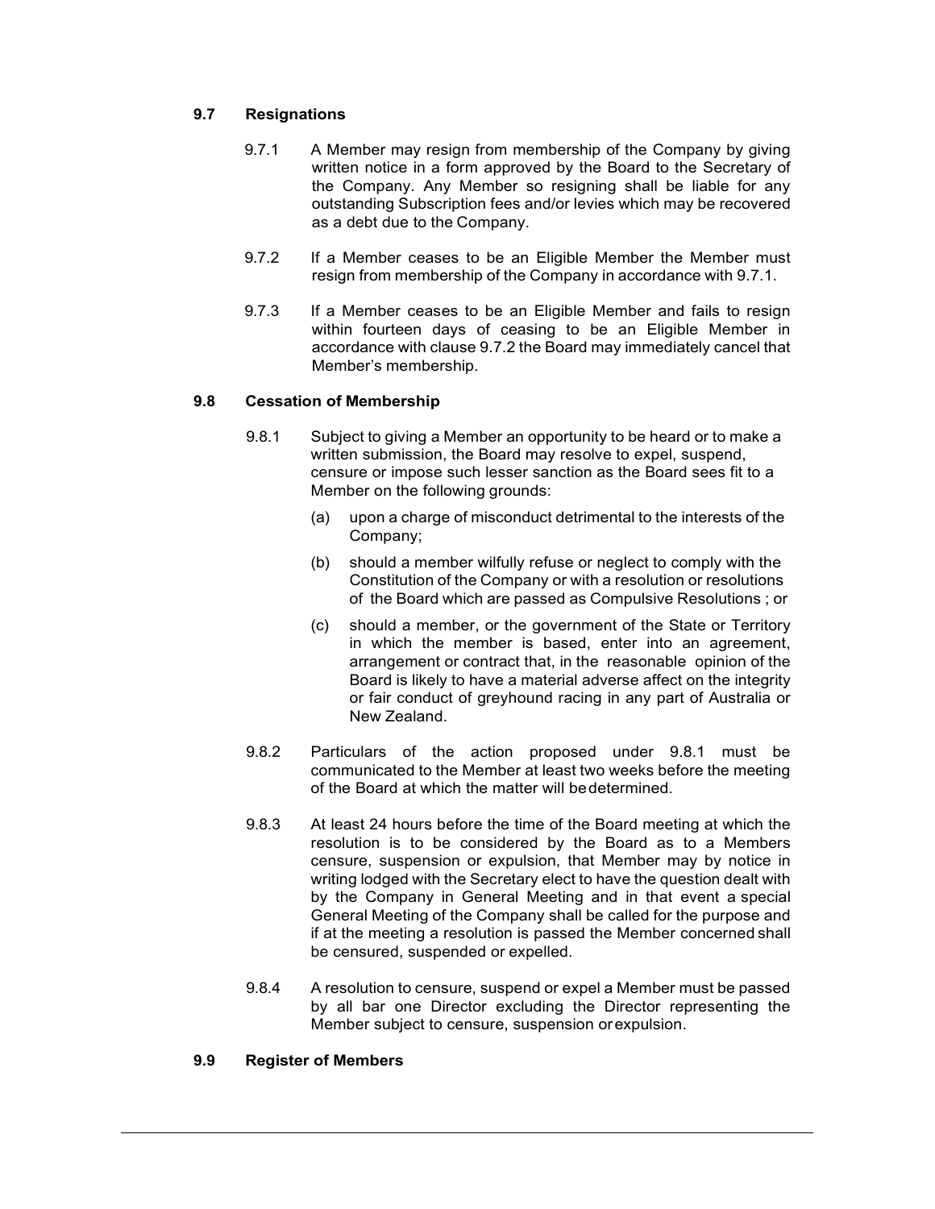### 9.7 Resignations

9.7.1 A Member may resign from membership of the Company by giving written notice in a form approved by the Board to the Secretary of the Company. Any Member so resigning shall be liable for any outstanding Subscription fees and/or levies which may be recovered as a debt due to the Company.

9.7.2 If a Member ceases to be an Eligible Member the Member must resign from membership of the Company in accordance with 9.7.1.

9.7.3 If a Member ceases to be an Eligible Member and fails to resign within fourteen days of ceasing to be an Eligible Member in accordance with clause 9.7.2 the Board may immediately cancel that Member's membership.

### 9.8 Cessation of Membership

9.8.1 Subject to giving a Member an opportunity to be heard or to make a written submission, the Board may resolve to expel, suspend, censure or impose such lesser sanction as the Board sees fit to a Member on the following grounds:

(a) upon a charge of misconduct detrimental to the interests of the Company;

(b) should a member wilfully refuse or neglect to comply with the Constitution of the Company or with a resolution or resolutions of the Board which are passed as Compulsive Resolutions ; or

(c) should a member, or the government of the State or Territory in which the member is based, enter into an agreement, arrangement or contract that, in the reasonable opinion of the Board is likely to have a material adverse affect on the integrity or fair conduct of greyhound racing in any part of Australia or New Zealand.

9.8.2 Particulars of the action proposed under 9.8.1 must be communicated to the Member at least two weeks before the meeting of the Board at which the matter will be determined.

9.8.3 At least 24 hours before the time of the Board meeting at which the resolution is to be considered by the Board as to a Members censure, suspension or expulsion, that Member may by notice in writing lodged with the Secretary elect to have the question dealt with by the Company in General Meeting and in that event a special General Meeting of the Company shall be called for the purpose and if at the meeting a resolution is passed the Member concerned shall be censured, suspended or expelled.

9.8.4 A resolution to censure, suspend or expel a Member must be passed by all bar one Director excluding the Director representing the Member subject to censure, suspension or expulsion.

### 9.9 Register of Members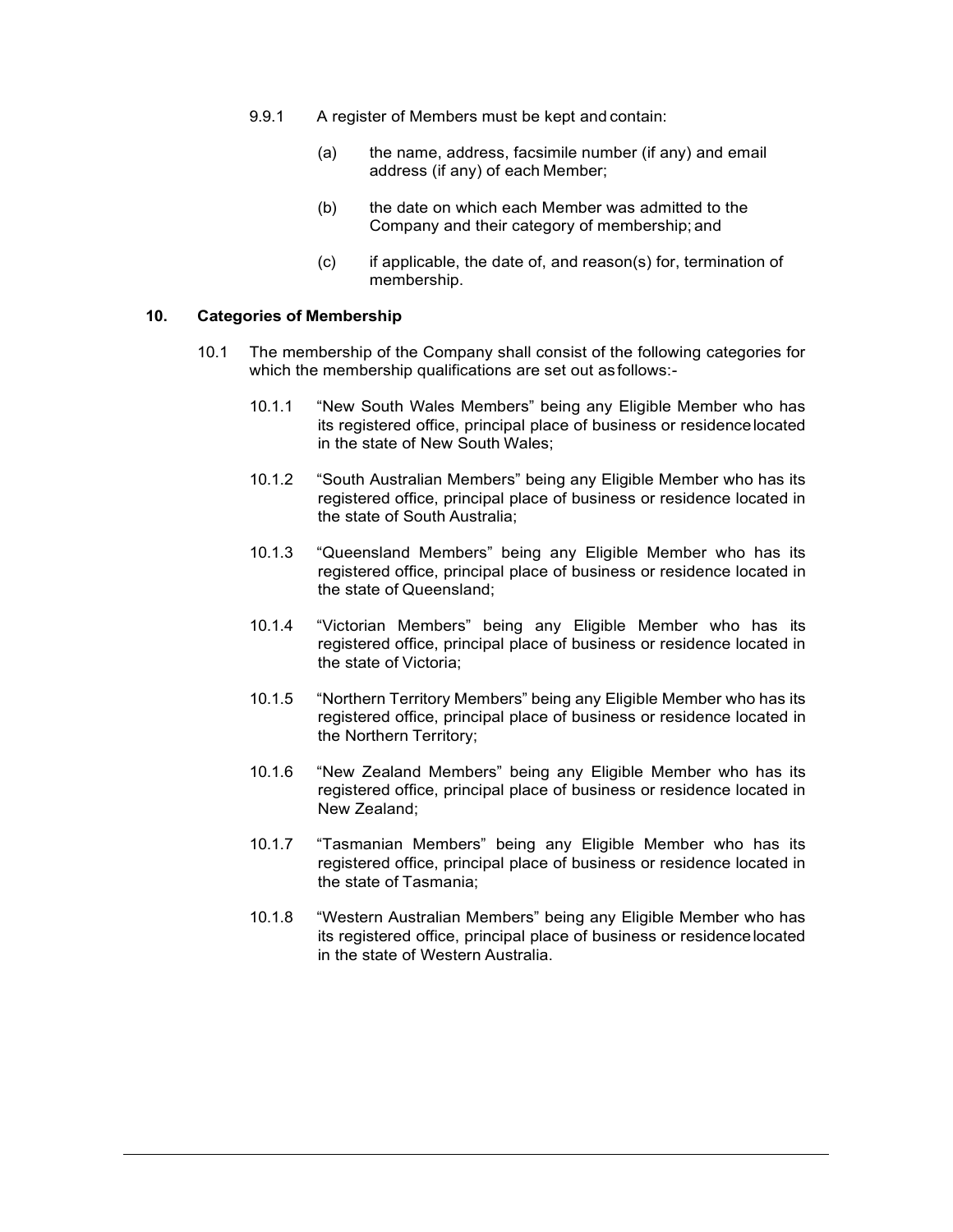9.9.1 A register of Members must be kept and contain:

(a) the name, address, facsimile number (if any) and email address (if any) of each Member;

(b) the date on which each Member was admitted to the Company and their category of membership; and

(c) if applicable, the date of, and reason(s) for, termination of membership.

## 10. Categories of Membership

10.1 The membership of the Company shall consist of the following categories for which the membership qualifications are set out as follows:-

10.1.1 "New South Wales Members" being any Eligible Member who has its registered office, principal place of business or residence located in the state of New South Wales;

10.1.2 "South Australian Members" being any Eligible Member who has its registered office, principal place of business or residence located in the state of South Australia;

10.1.3 "Queensland Members" being any Eligible Member who has its registered office, principal place of business or residence located in the state of Queensland;

10.1.4 "Victorian Members" being any Eligible Member who has its registered office, principal place of business or residence located in the state of Victoria;

10.1.5 "Northern Territory Members" being any Eligible Member who has its registered office, principal place of business or residence located in the Northern Territory;

10.1.6 "New Zealand Members" being any Eligible Member who has its registered office, principal place of business or residence located in New Zealand;

10.1.7 "Tasmanian Members" being any Eligible Member who has its registered office, principal place of business or residence located in the state of Tasmania;

10.1.8 "Western Australian Members" being any Eligible Member who has its registered office, principal place of business or residence located in the state of Western Australia.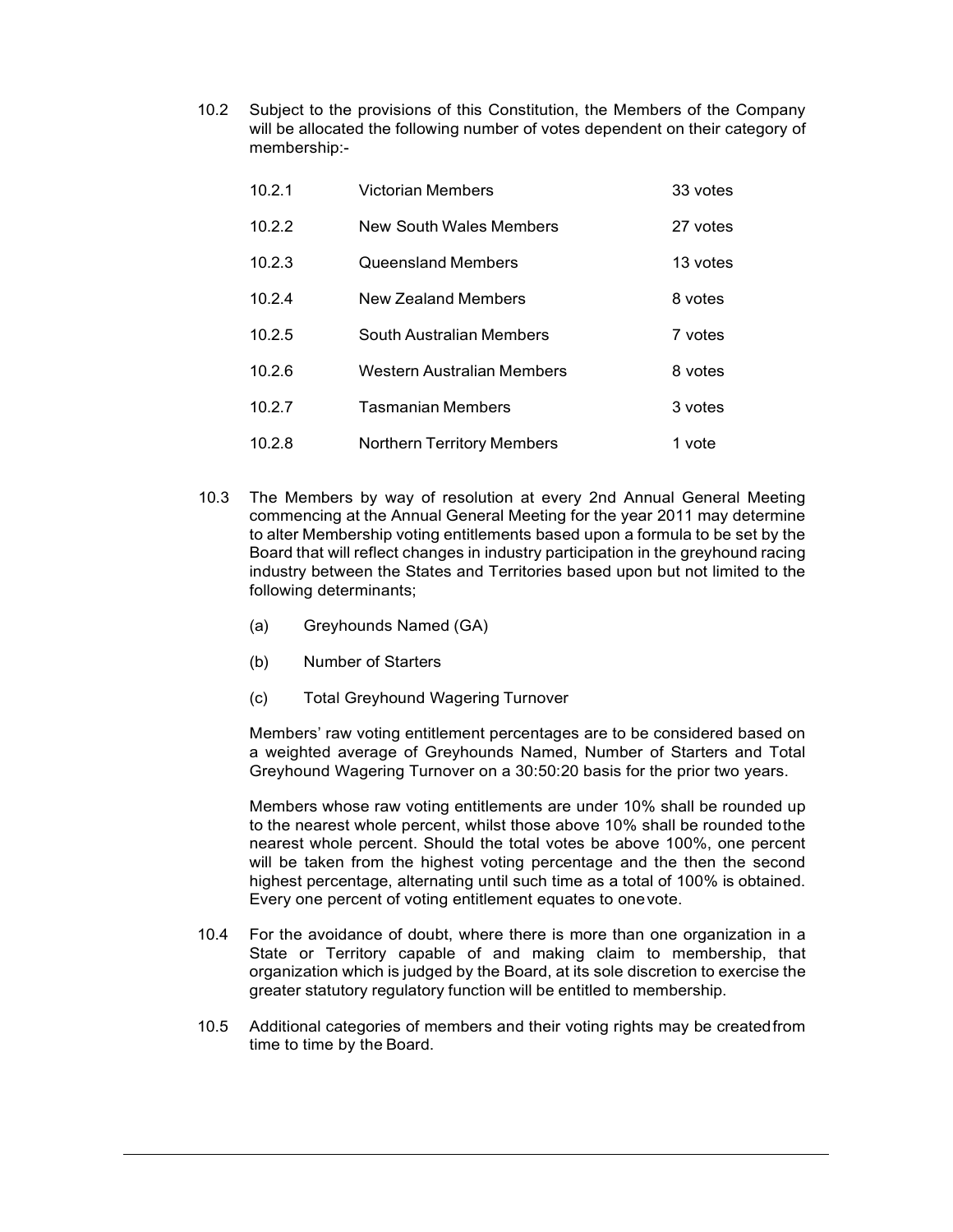10.2 Subject to the provisions of this Constitution, the Members of the Company will be allocated the following number of votes dependent on their category of membership:-

| | | |
|---|---|---|
| 10.2.1 | Victorian Members | 33 votes |
| 10.2.2 | New South Wales Members | 27 votes |
| 10.2.3 | Queensland Members | 13 votes |
| 10.2.4 | New Zealand Members | 8 votes |
| 10.2.5 | South Australian Members | 7 votes |
| 10.2.6 | Western Australian Members | 8 votes |
| 10.2.7 | Tasmanian Members | 3 votes |
| 10.2.8 | Northern Territory Members | 1 vote |

10.3 The Members by way of resolution at every 2nd Annual General Meeting commencing at the Annual General Meeting for the year 2011 may determine to alter Membership voting entitlements based upon a formula to be set by the Board that will reflect changes in industry participation in the greyhound racing industry between the States and Territories based upon but not limited to the following determinants;

(a) Greyhounds Named (GA)

(b) Number of Starters

(c) Total Greyhound Wagering Turnover

Members' raw voting entitlement percentages are to be considered based on a weighted average of Greyhounds Named, Number of Starters and Total Greyhound Wagering Turnover on a 30:50:20 basis for the prior two years.

Members whose raw voting entitlements are under 10% shall be rounded up to the nearest whole percent, whilst those above 10% shall be rounded to the nearest whole percent. Should the total votes be above 100%, one percent will be taken from the highest voting percentage and the then the second highest percentage, alternating until such time as a total of 100% is obtained. Every one percent of voting entitlement equates to one vote.

10.4 For the avoidance of doubt, where there is more than one organization in a State or Territory capable of and making claim to membership, that organization which is judged by the Board, at its sole discretion to exercise the greater statutory regulatory function will be entitled to membership.

10.5 Additional categories of members and their voting rights may be created from time to time by the Board.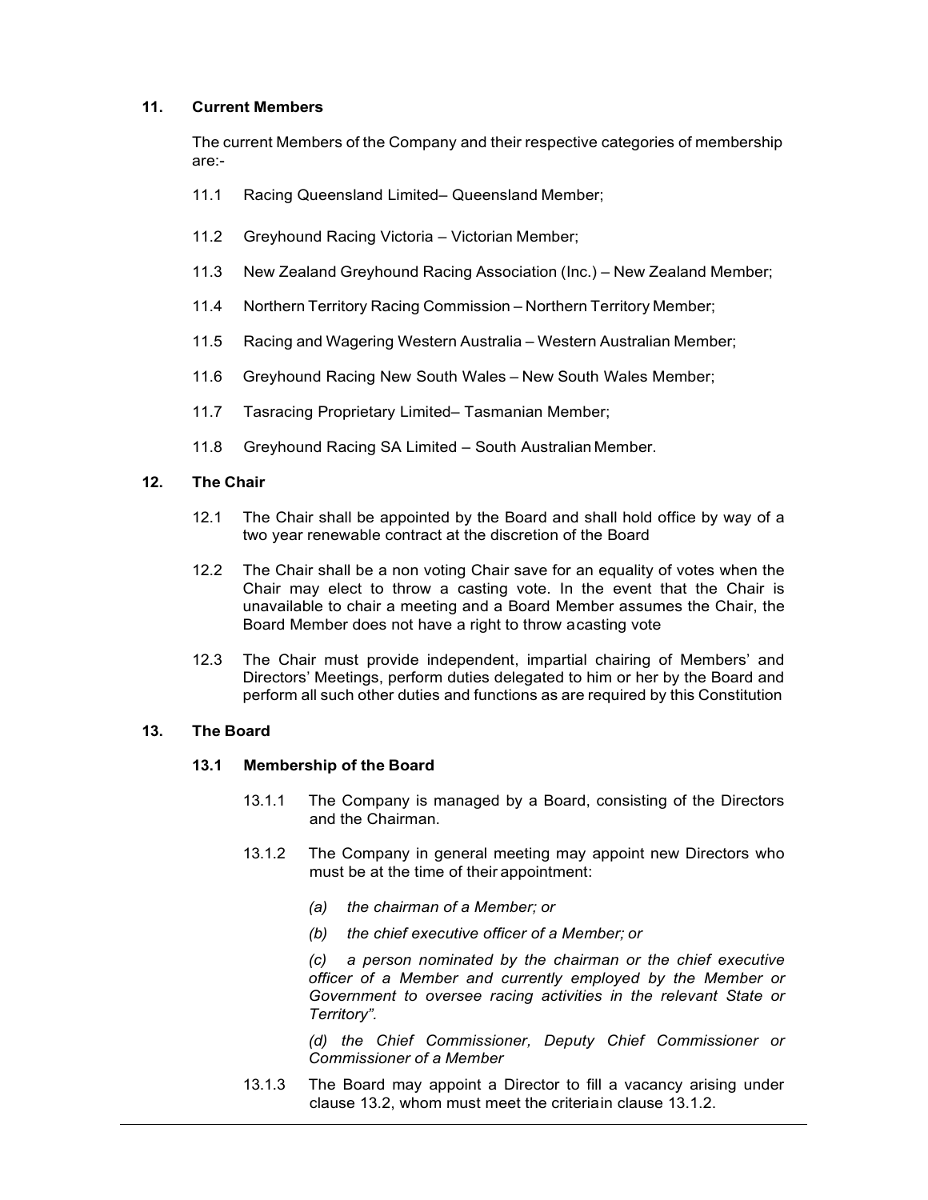## 11. Current Members

The current Members of the Company and their respective categories of membership are:-

11.1 Racing Queensland Limited– Queensland Member;

11.2 Greyhound Racing Victoria – Victorian Member;

11.3 New Zealand Greyhound Racing Association (Inc.) – New Zealand Member;

11.4 Northern Territory Racing Commission – Northern Territory Member;

11.5 Racing and Wagering Western Australia – Western Australian Member;

11.6 Greyhound Racing New South Wales – New South Wales Member;

11.7 Tasracing Proprietary Limited– Tasmanian Member;

11.8 Greyhound Racing SA Limited – South Australian Member.

## 12. The Chair

12.1 The Chair shall be appointed by the Board and shall hold office by way of a two year renewable contract at the discretion of the Board

12.2 The Chair shall be a non voting Chair save for an equality of votes when the Chair may elect to throw a casting vote. In the event that the Chair is unavailable to chair a meeting and a Board Member assumes the Chair, the Board Member does not have a right to throw acasting vote

12.3 The Chair must provide independent, impartial chairing of Members' and Directors' Meetings, perform duties delegated to him or her by the Board and perform all such other duties and functions as are required by this Constitution

## 13. The Board

### 13.1 Membership of the Board

13.1.1 The Company is managed by a Board, consisting of the Directors and the Chairman.

13.1.2 The Company in general meeting may appoint new Directors who must be at the time of their appointment:

*(a) the chairman of a Member; or*

*(b) the chief executive officer of a Member; or*

*(c) a person nominated by the chairman or the chief executive officer of a Member and currently employed by the Member or Government to oversee racing activities in the relevant State or Territory".*

*(d) the Chief Commissioner, Deputy Chief Commissioner or Commissioner of a Member*

13.1.3 The Board may appoint a Director to fill a vacancy arising under clause 13.2, whom must meet the criteriain clause 13.1.2.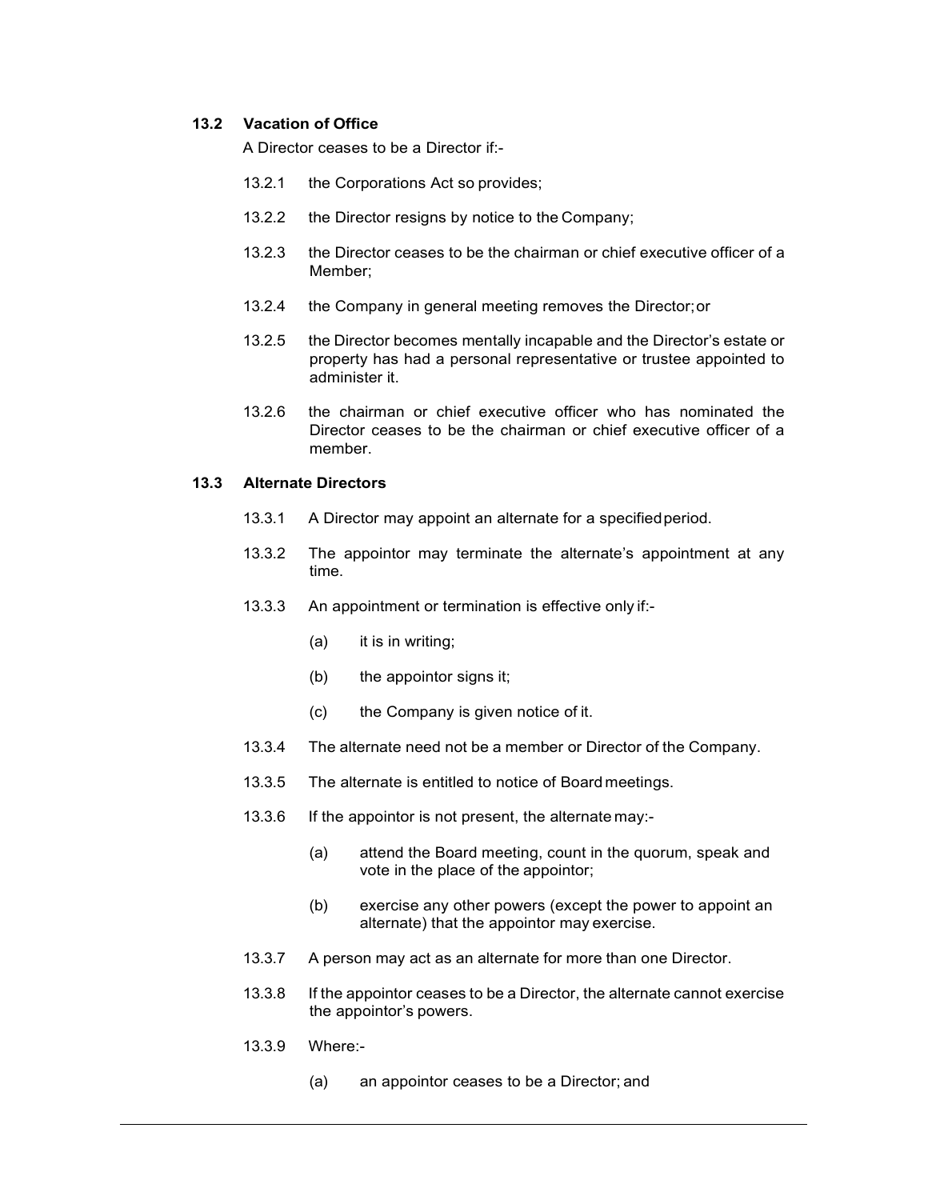### 13.2 Vacation of Office

A Director ceases to be a Director if:-

13.2.1 the Corporations Act so provides;

13.2.2 the Director resigns by notice to the Company;

13.2.3 the Director ceases to be the chairman or chief executive officer of a Member;

13.2.4 the Company in general meeting removes the Director; or

13.2.5 the Director becomes mentally incapable and the Director's estate or property has had a personal representative or trustee appointed to administer it.

13.2.6 the chairman or chief executive officer who has nominated the Director ceases to be the chairman or chief executive officer of a member.

### 13.3 Alternate Directors

13.3.1 A Director may appoint an alternate for a specified period.

13.3.2 The appointor may terminate the alternate's appointment at any time.

13.3.3 An appointment or termination is effective only if:-

(a) it is in writing;

(b) the appointor signs it;

(c) the Company is given notice of it.

13.3.4 The alternate need not be a member or Director of the Company.

13.3.5 The alternate is entitled to notice of Board meetings.

13.3.6 If the appointor is not present, the alternate may:-

(a) attend the Board meeting, count in the quorum, speak and vote in the place of the appointor;

(b) exercise any other powers (except the power to appoint an alternate) that the appointor may exercise.

13.3.7 A person may act as an alternate for more than one Director.

13.3.8 If the appointor ceases to be a Director, the alternate cannot exercise the appointor's powers.

13.3.9 Where:-

(a) an appointor ceases to be a Director; and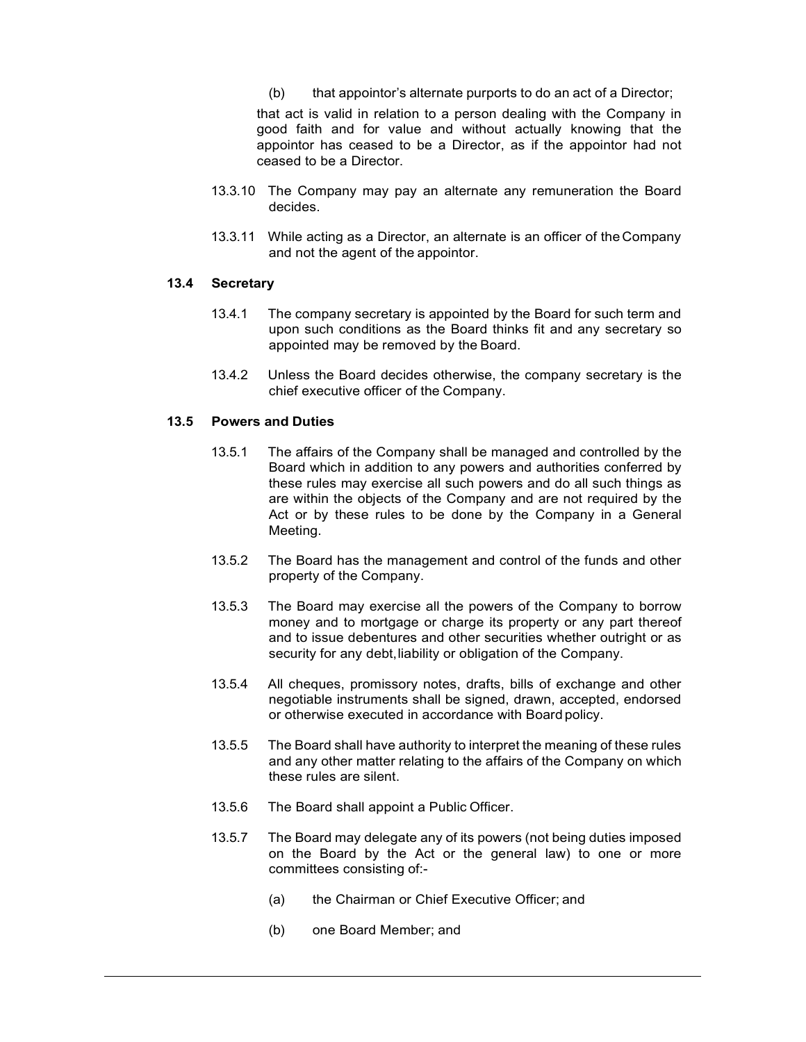(b) that appointor's alternate purports to do an act of a Director;

that act is valid in relation to a person dealing with the Company in good faith and for value and without actually knowing that the appointor has ceased to be a Director, as if the appointor had not ceased to be a Director.

13.3.10 The Company may pay an alternate any remuneration the Board decides.

13.3.11 While acting as a Director, an alternate is an officer of the Company and not the agent of the appointor.

### 13.4 Secretary

13.4.1 The company secretary is appointed by the Board for such term and upon such conditions as the Board thinks fit and any secretary so appointed may be removed by the Board.

13.4.2 Unless the Board decides otherwise, the company secretary is the chief executive officer of the Company.

### 13.5 Powers and Duties

13.5.1 The affairs of the Company shall be managed and controlled by the Board which in addition to any powers and authorities conferred by these rules may exercise all such powers and do all such things as are within the objects of the Company and are not required by the Act or by these rules to be done by the Company in a General Meeting.

13.5.2 The Board has the management and control of the funds and other property of the Company.

13.5.3 The Board may exercise all the powers of the Company to borrow money and to mortgage or charge its property or any part thereof and to issue debentures and other securities whether outright or as security for any debt, liability or obligation of the Company.

13.5.4 All cheques, promissory notes, drafts, bills of exchange and other negotiable instruments shall be signed, drawn, accepted, endorsed or otherwise executed in accordance with Board policy.

13.5.5 The Board shall have authority to interpret the meaning of these rules and any other matter relating to the affairs of the Company on which these rules are silent.

13.5.6 The Board shall appoint a Public Officer.

13.5.7 The Board may delegate any of its powers (not being duties imposed on the Board by the Act or the general law) to one or more committees consisting of:-

(a) the Chairman or Chief Executive Officer; and

(b) one Board Member; and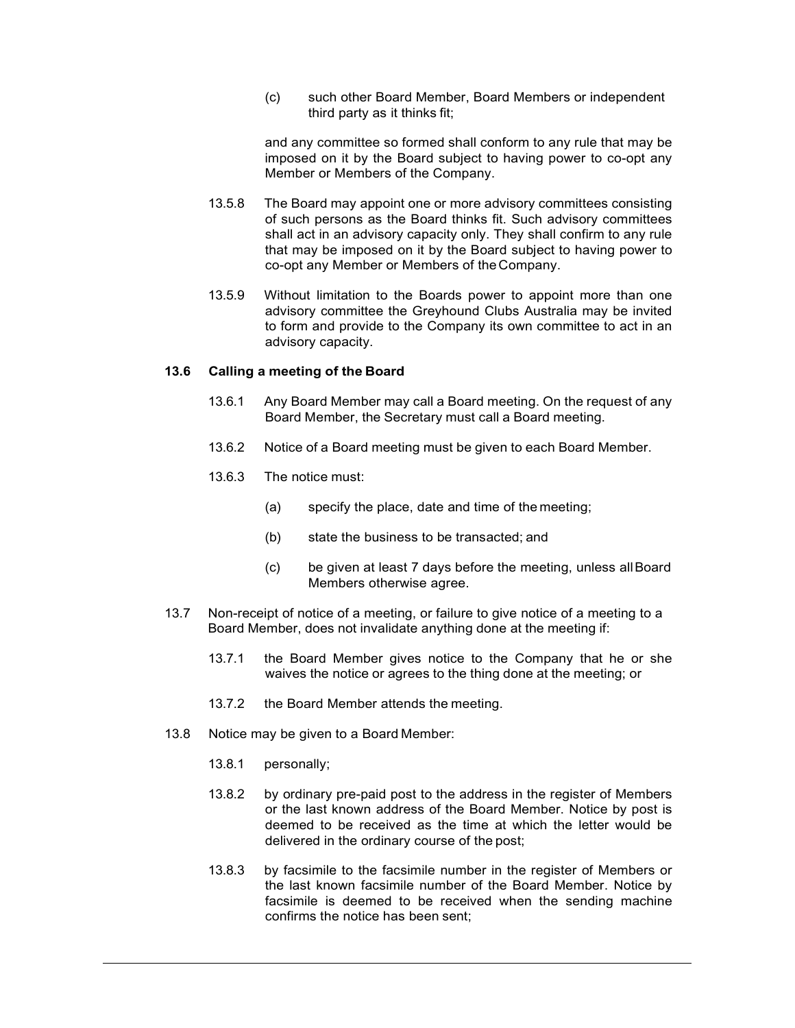(c) such other Board Member, Board Members or independent third party as it thinks fit;

and any committee so formed shall conform to any rule that may be imposed on it by the Board subject to having power to co-opt any Member or Members of the Company.

13.5.8 The Board may appoint one or more advisory committees consisting of such persons as the Board thinks fit. Such advisory committees shall act in an advisory capacity only. They shall confirm to any rule that may be imposed on it by the Board subject to having power to co-opt any Member or Members of the Company.

13.5.9 Without limitation to the Boards power to appoint more than one advisory committee the Greyhound Clubs Australia may be invited to form and provide to the Company its own committee to act in an advisory capacity.

### 13.6 Calling a meeting of the Board

13.6.1 Any Board Member may call a Board meeting. On the request of any Board Member, the Secretary must call a Board meeting.

13.6.2 Notice of a Board meeting must be given to each Board Member.

13.6.3 The notice must:

(a) specify the place, date and time of the meeting;

(b) state the business to be transacted; and

(c) be given at least 7 days before the meeting, unless all Board Members otherwise agree.

13.7 Non-receipt of notice of a meeting, or failure to give notice of a meeting to a Board Member, does not invalidate anything done at the meeting if:

13.7.1 the Board Member gives notice to the Company that he or she waives the notice or agrees to the thing done at the meeting; or

13.7.2 the Board Member attends the meeting.

13.8 Notice may be given to a Board Member:

13.8.1 personally;

13.8.2 by ordinary pre-paid post to the address in the register of Members or the last known address of the Board Member. Notice by post is deemed to be received as the time at which the letter would be delivered in the ordinary course of the post;

13.8.3 by facsimile to the facsimile number in the register of Members or the last known facsimile number of the Board Member. Notice by facsimile is deemed to be received when the sending machine confirms the notice has been sent;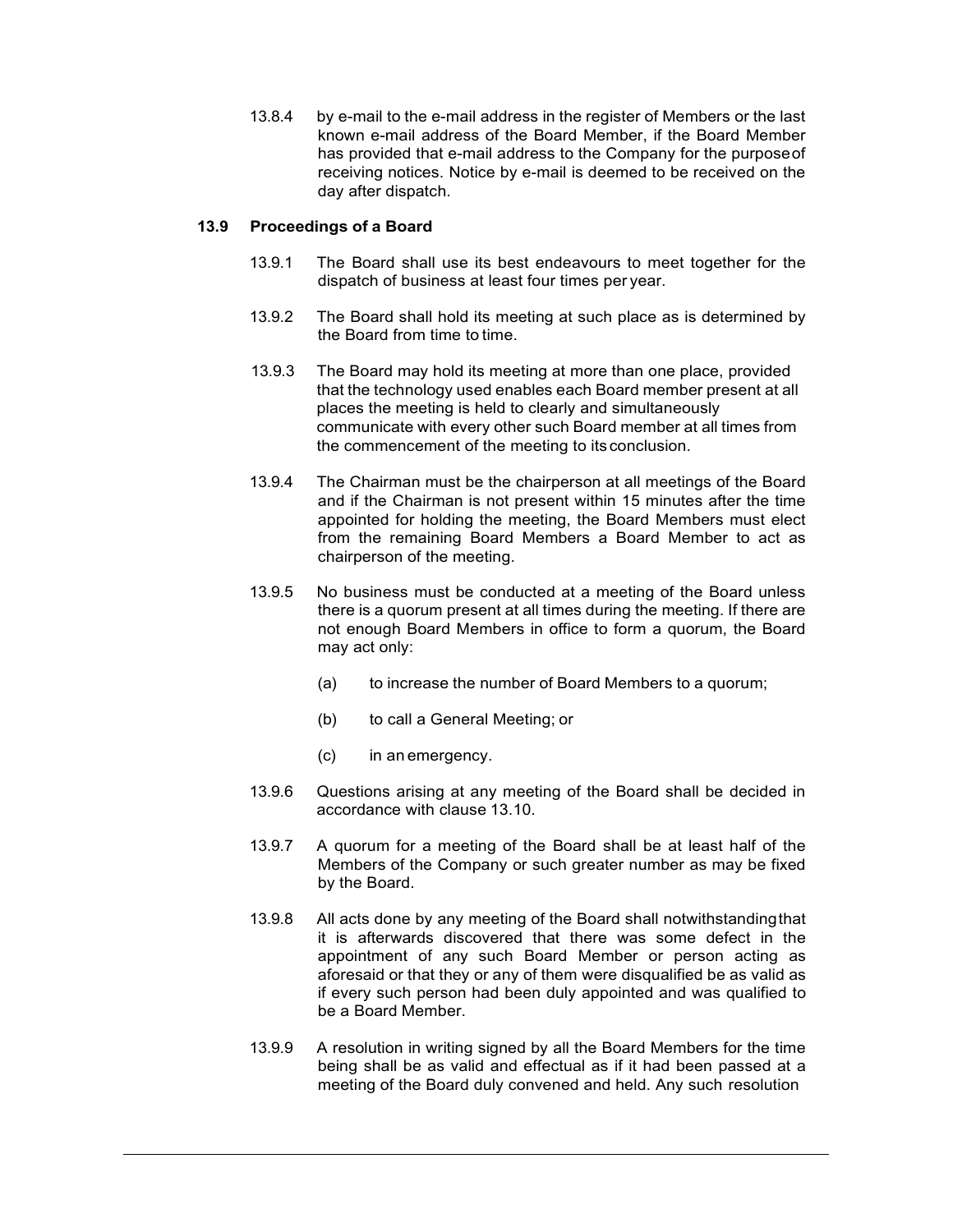13.8.4 by e-mail to the e-mail address in the register of Members or the last known e-mail address of the Board Member, if the Board Member has provided that e-mail address to the Company for the purpose of receiving notices. Notice by e-mail is deemed to be received on the day after dispatch.

### 13.9 Proceedings of a Board

13.9.1 The Board shall use its best endeavours to meet together for the dispatch of business at least four times per year.

13.9.2 The Board shall hold its meeting at such place as is determined by the Board from time to time.

13.9.3 The Board may hold its meeting at more than one place, provided that the technology used enables each Board member present at all places the meeting is held to clearly and simultaneously communicate with every other such Board member at all times from the commencement of the meeting to its conclusion.

13.9.4 The Chairman must be the chairperson at all meetings of the Board and if the Chairman is not present within 15 minutes after the time appointed for holding the meeting, the Board Members must elect from the remaining Board Members a Board Member to act as chairperson of the meeting.

13.9.5 No business must be conducted at a meeting of the Board unless there is a quorum present at all times during the meeting. If there are not enough Board Members in office to form a quorum, the Board may act only:

- (a) to increase the number of Board Members to a quorum;
- (b) to call a General Meeting; or
- (c) in an emergency.

13.9.6 Questions arising at any meeting of the Board shall be decided in accordance with clause 13.10.

13.9.7 A quorum for a meeting of the Board shall be at least half of the Members of the Company or such greater number as may be fixed by the Board.

13.9.8 All acts done by any meeting of the Board shall notwithstanding that it is afterwards discovered that there was some defect in the appointment of any such Board Member or person acting as aforesaid or that they or any of them were disqualified be as valid as if every such person had been duly appointed and was qualified to be a Board Member.

13.9.9 A resolution in writing signed by all the Board Members for the time being shall be as valid and effectual as if it had been passed at a meeting of the Board duly convened and held. Any such resolution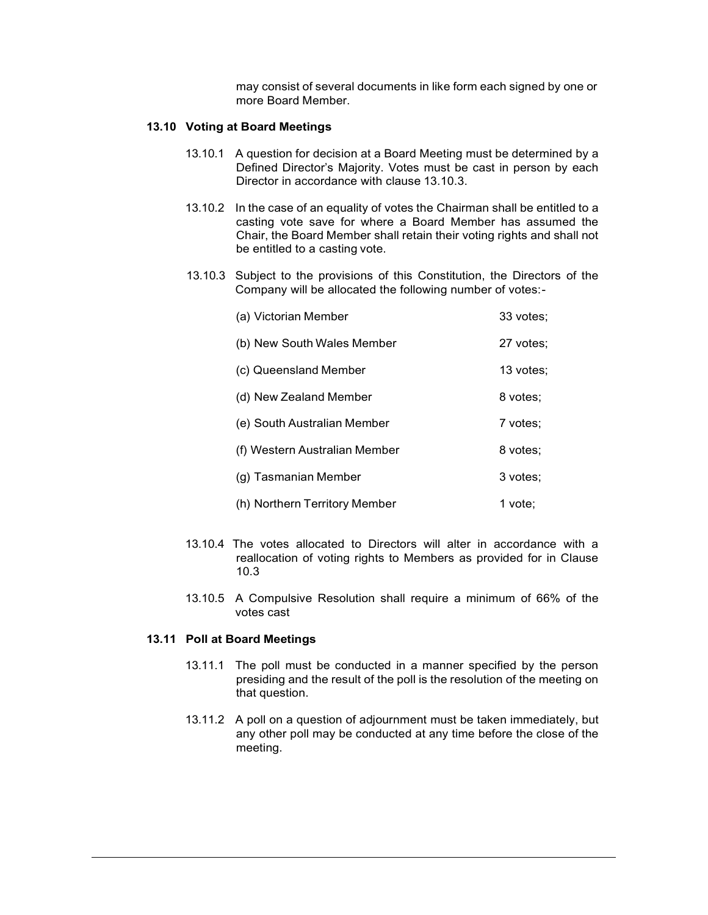may consist of several documents in like form each signed by one or more Board Member.

### 13.10 Voting at Board Meetings

13.10.1 A question for decision at a Board Meeting must be determined by a Defined Director's Majority. Votes must be cast in person by each Director in accordance with clause 13.10.3.

13.10.2 In the case of an equality of votes the Chairman shall be entitled to a casting vote save for where a Board Member has assumed the Chair, the Board Member shall retain their voting rights and shall not be entitled to a casting vote.

13.10.3 Subject to the provisions of this Constitution, the Directors of the Company will be allocated the following number of votes:-

| | |
|---|---|
| (a) Victorian Member | 33 votes; |
| (b) New South Wales Member | 27 votes; |
| (c) Queensland Member | 13 votes; |
| (d) New Zealand Member | 8 votes; |
| (e) South Australian Member | 7 votes; |
| (f) Western Australian Member | 8 votes; |
| (g) Tasmanian Member | 3 votes; |
| (h) Northern Territory Member | 1 vote; |

13.10.4 The votes allocated to Directors will alter in accordance with a reallocation of voting rights to Members as provided for in Clause 10.3

13.10.5 A Compulsive Resolution shall require a minimum of 66% of the votes cast

### 13.11 Poll at Board Meetings

13.11.1 The poll must be conducted in a manner specified by the person presiding and the result of the poll is the resolution of the meeting on that question.

13.11.2 A poll on a question of adjournment must be taken immediately, but any other poll may be conducted at any time before the close of the meeting.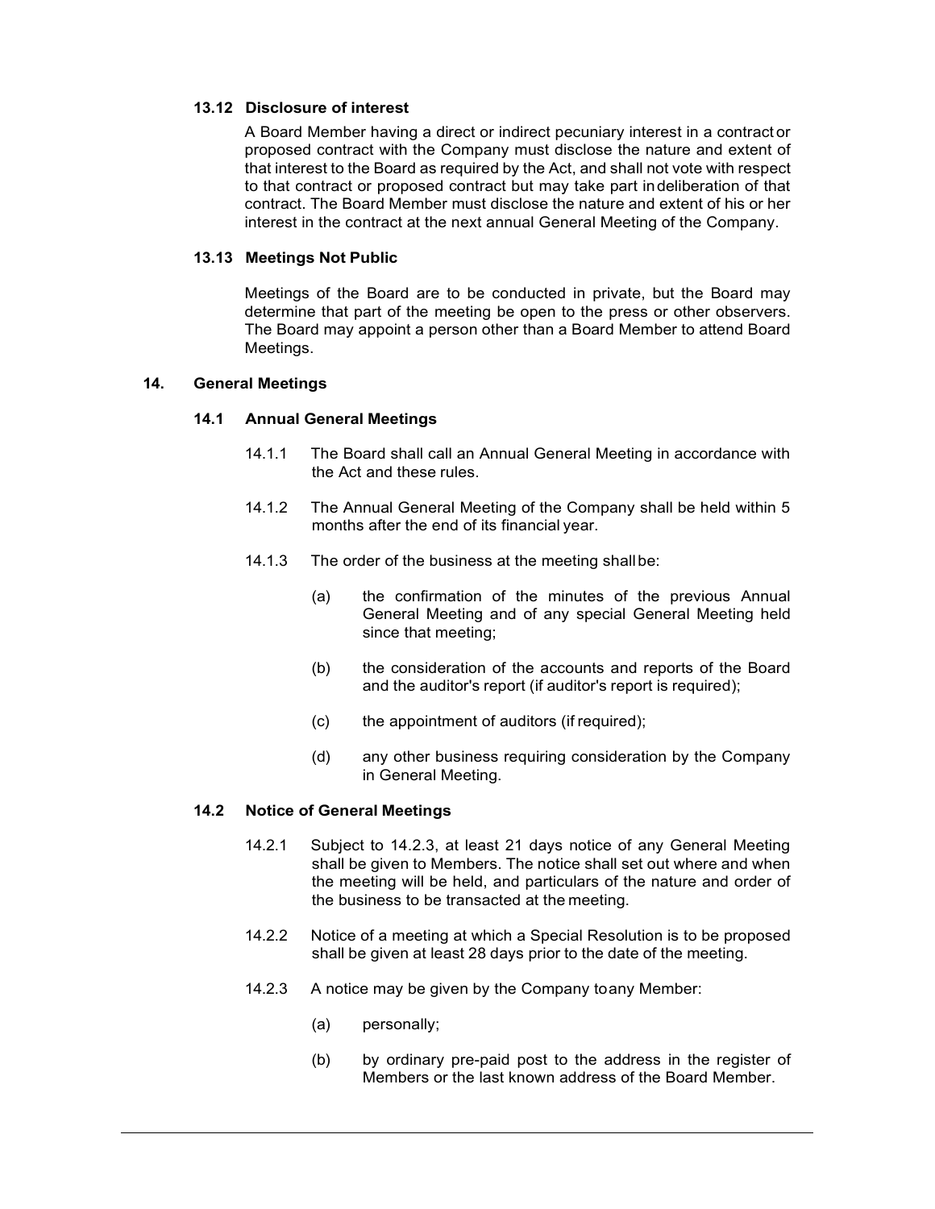### 13.12 Disclosure of interest

A Board Member having a direct or indirect pecuniary interest in a contract or proposed contract with the Company must disclose the nature and extent of that interest to the Board as required by the Act, and shall not vote with respect to that contract or proposed contract but may take part in deliberation of that contract. The Board Member must disclose the nature and extent of his or her interest in the contract at the next annual General Meeting of the Company.

### 13.13 Meetings Not Public

Meetings of the Board are to be conducted in private, but the Board may determine that part of the meeting be open to the press or other observers. The Board may appoint a person other than a Board Member to attend Board Meetings.

## 14. General Meetings

### 14.1 Annual General Meetings

14.1.1 The Board shall call an Annual General Meeting in accordance with the Act and these rules.

14.1.2 The Annual General Meeting of the Company shall be held within 5 months after the end of its financial year.

14.1.3 The order of the business at the meeting shall be:

(a) the confirmation of the minutes of the previous Annual General Meeting and of any special General Meeting held since that meeting;

(b) the consideration of the accounts and reports of the Board and the auditor's report (if auditor's report is required);

(c) the appointment of auditors (if required);

(d) any other business requiring consideration by the Company in General Meeting.

### 14.2 Notice of General Meetings

14.2.1 Subject to 14.2.3, at least 21 days notice of any General Meeting shall be given to Members. The notice shall set out where and when the meeting will be held, and particulars of the nature and order of the business to be transacted at the meeting.

14.2.2 Notice of a meeting at which a Special Resolution is to be proposed shall be given at least 28 days prior to the date of the meeting.

14.2.3 A notice may be given by the Company to any Member:

(a) personally;

(b) by ordinary pre-paid post to the address in the register of Members or the last known address of the Board Member.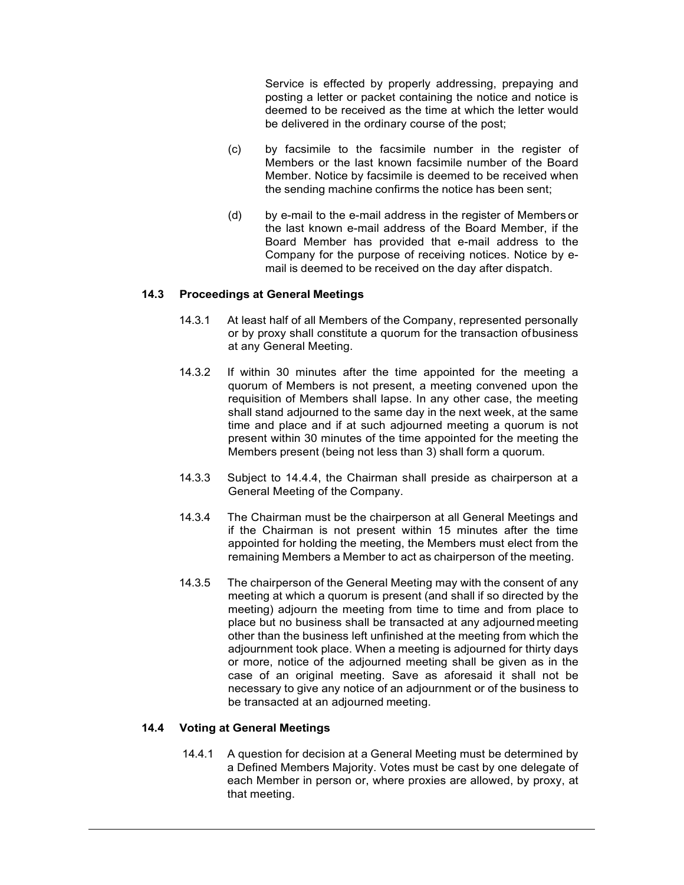Service is effected by properly addressing, prepaying and posting a letter or packet containing the notice and notice is deemed to be received as the time at which the letter would be delivered in the ordinary course of the post;

(c) by facsimile to the facsimile number in the register of Members or the last known facsimile number of the Board Member. Notice by facsimile is deemed to be received when the sending machine confirms the notice has been sent;

(d) by e-mail to the e-mail address in the register of Members or the last known e-mail address of the Board Member, if the Board Member has provided that e-mail address to the Company for the purpose of receiving notices. Notice by e-mail is deemed to be received on the day after dispatch.

### 14.3 Proceedings at General Meetings

14.3.1 At least half of all Members of the Company, represented personally or by proxy shall constitute a quorum for the transaction of business at any General Meeting.

14.3.2 If within 30 minutes after the time appointed for the meeting a quorum of Members is not present, a meeting convened upon the requisition of Members shall lapse. In any other case, the meeting shall stand adjourned to the same day in the next week, at the same time and place and if at such adjourned meeting a quorum is not present within 30 minutes of the time appointed for the meeting the Members present (being not less than 3) shall form a quorum.

14.3.3 Subject to 14.4.4, the Chairman shall preside as chairperson at a General Meeting of the Company.

14.3.4 The Chairman must be the chairperson at all General Meetings and if the Chairman is not present within 15 minutes after the time appointed for holding the meeting, the Members must elect from the remaining Members a Member to act as chairperson of the meeting.

14.3.5 The chairperson of the General Meeting may with the consent of any meeting at which a quorum is present (and shall if so directed by the meeting) adjourn the meeting from time to time and from place to place but no business shall be transacted at any adjourned meeting other than the business left unfinished at the meeting from which the adjournment took place. When a meeting is adjourned for thirty days or more, notice of the adjourned meeting shall be given as in the case of an original meeting. Save as aforesaid it shall not be necessary to give any notice of an adjournment or of the business to be transacted at an adjourned meeting.

### 14.4 Voting at General Meetings

14.4.1 A question for decision at a General Meeting must be determined by a Defined Members Majority. Votes must be cast by one delegate of each Member in person or, where proxies are allowed, by proxy, at that meeting.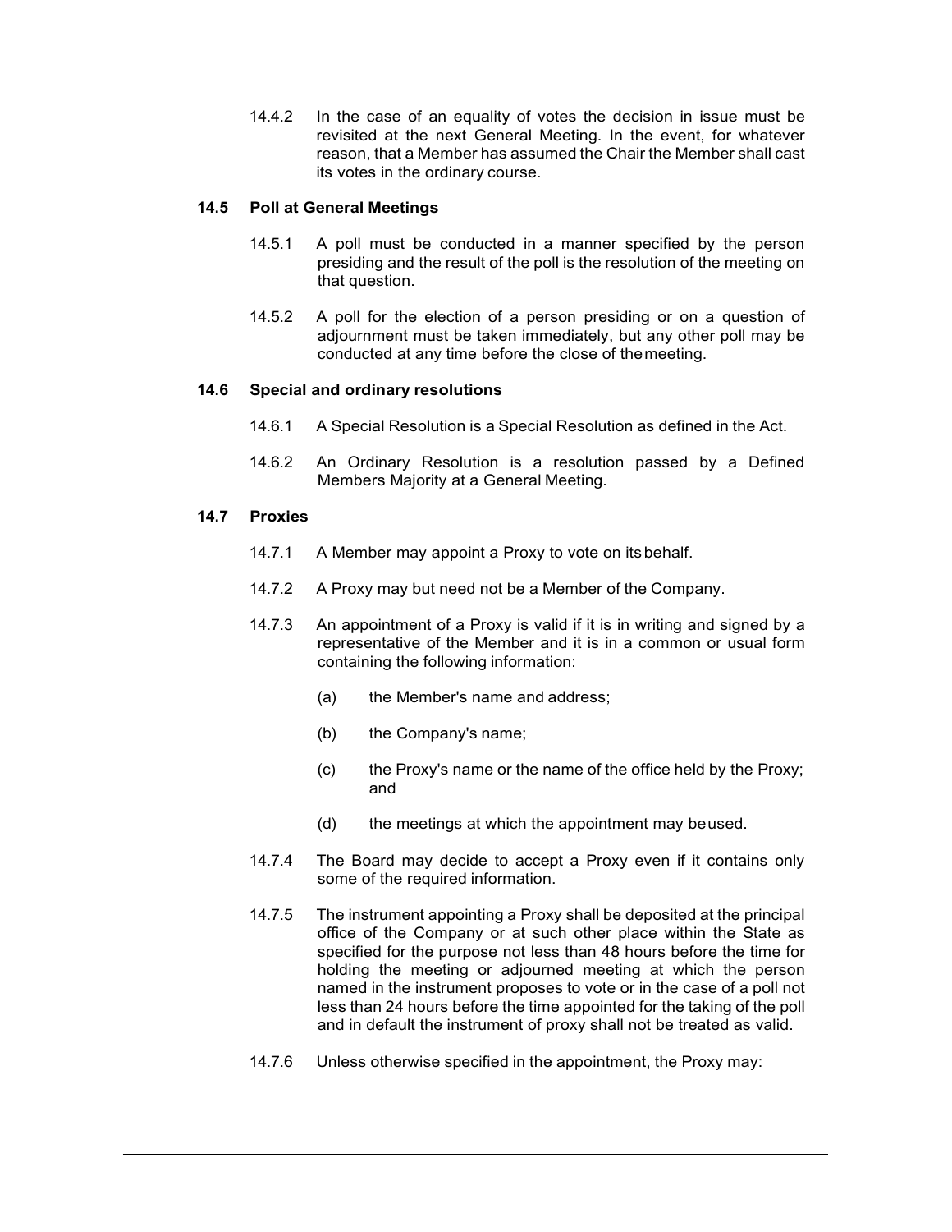14.4.2 In the case of an equality of votes the decision in issue must be revisited at the next General Meeting. In the event, for whatever reason, that a Member has assumed the Chair the Member shall cast its votes in the ordinary course.

### 14.5 Poll at General Meetings

14.5.1 A poll must be conducted in a manner specified by the person presiding and the result of the poll is the resolution of the meeting on that question.

14.5.2 A poll for the election of a person presiding or on a question of adjournment must be taken immediately, but any other poll may be conducted at any time before the close of the meeting.

### 14.6 Special and ordinary resolutions

14.6.1 A Special Resolution is a Special Resolution as defined in the Act.

14.6.2 An Ordinary Resolution is a resolution passed by a Defined Members Majority at a General Meeting.

### 14.7 Proxies

14.7.1 A Member may appoint a Proxy to vote on its behalf.

14.7.2 A Proxy may but need not be a Member of the Company.

14.7.3 An appointment of a Proxy is valid if it is in writing and signed by a representative of the Member and it is in a common or usual form containing the following information:

(a) the Member's name and address;

(b) the Company's name;

(c) the Proxy's name or the name of the office held by the Proxy; and

(d) the meetings at which the appointment may be used.

14.7.4 The Board may decide to accept a Proxy even if it contains only some of the required information.

14.7.5 The instrument appointing a Proxy shall be deposited at the principal office of the Company or at such other place within the State as specified for the purpose not less than 48 hours before the time for holding the meeting or adjourned meeting at which the person named in the instrument proposes to vote or in the case of a poll not less than 24 hours before the time appointed for the taking of the poll and in default the instrument of proxy shall not be treated as valid.

14.7.6 Unless otherwise specified in the appointment, the Proxy may: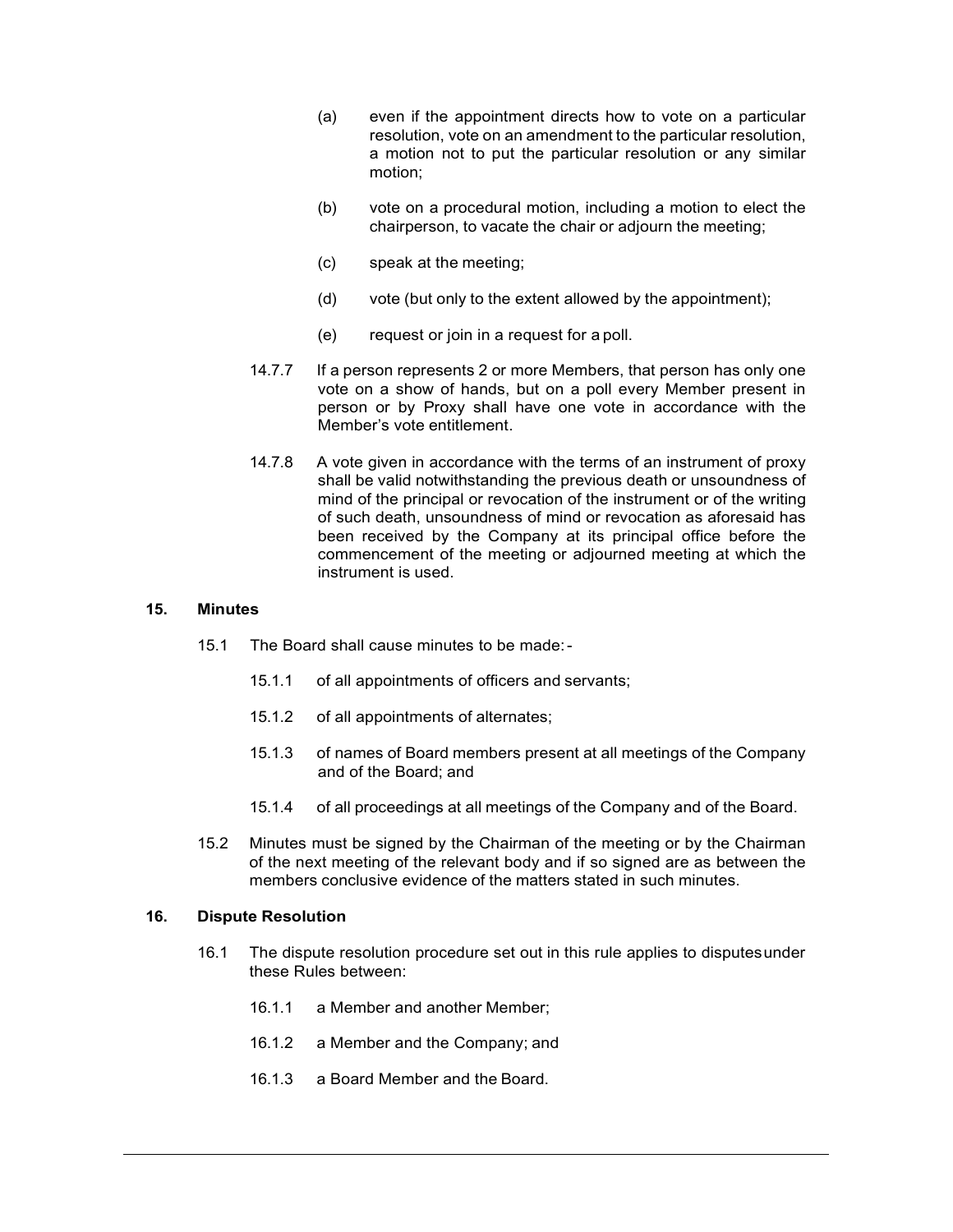(a) even if the appointment directs how to vote on a particular resolution, vote on an amendment to the particular resolution, a motion not to put the particular resolution or any similar motion;

(b) vote on a procedural motion, including a motion to elect the chairperson, to vacate the chair or adjourn the meeting;

(c) speak at the meeting;

(d) vote (but only to the extent allowed by the appointment);

(e) request or join in a request for a poll.

14.7.7 If a person represents 2 or more Members, that person has only one vote on a show of hands, but on a poll every Member present in person or by Proxy shall have one vote in accordance with the Member's vote entitlement.

14.7.8 A vote given in accordance with the terms of an instrument of proxy shall be valid notwithstanding the previous death or unsoundness of mind of the principal or revocation of the instrument or of the writing of such death, unsoundness of mind or revocation as aforesaid has been received by the Company at its principal office before the commencement of the meeting or adjourned meeting at which the instrument is used.

## 15. Minutes

15.1 The Board shall cause minutes to be made:-

15.1.1 of all appointments of officers and servants;

15.1.2 of all appointments of alternates;

15.1.3 of names of Board members present at all meetings of the Company and of the Board; and

15.1.4 of all proceedings at all meetings of the Company and of the Board.

15.2 Minutes must be signed by the Chairman of the meeting or by the Chairman of the next meeting of the relevant body and if so signed are as between the members conclusive evidence of the matters stated in such minutes.

## 16. Dispute Resolution

16.1 The dispute resolution procedure set out in this rule applies to disputes under these Rules between:

16.1.1 a Member and another Member;

16.1.2 a Member and the Company; and

16.1.3 a Board Member and the Board.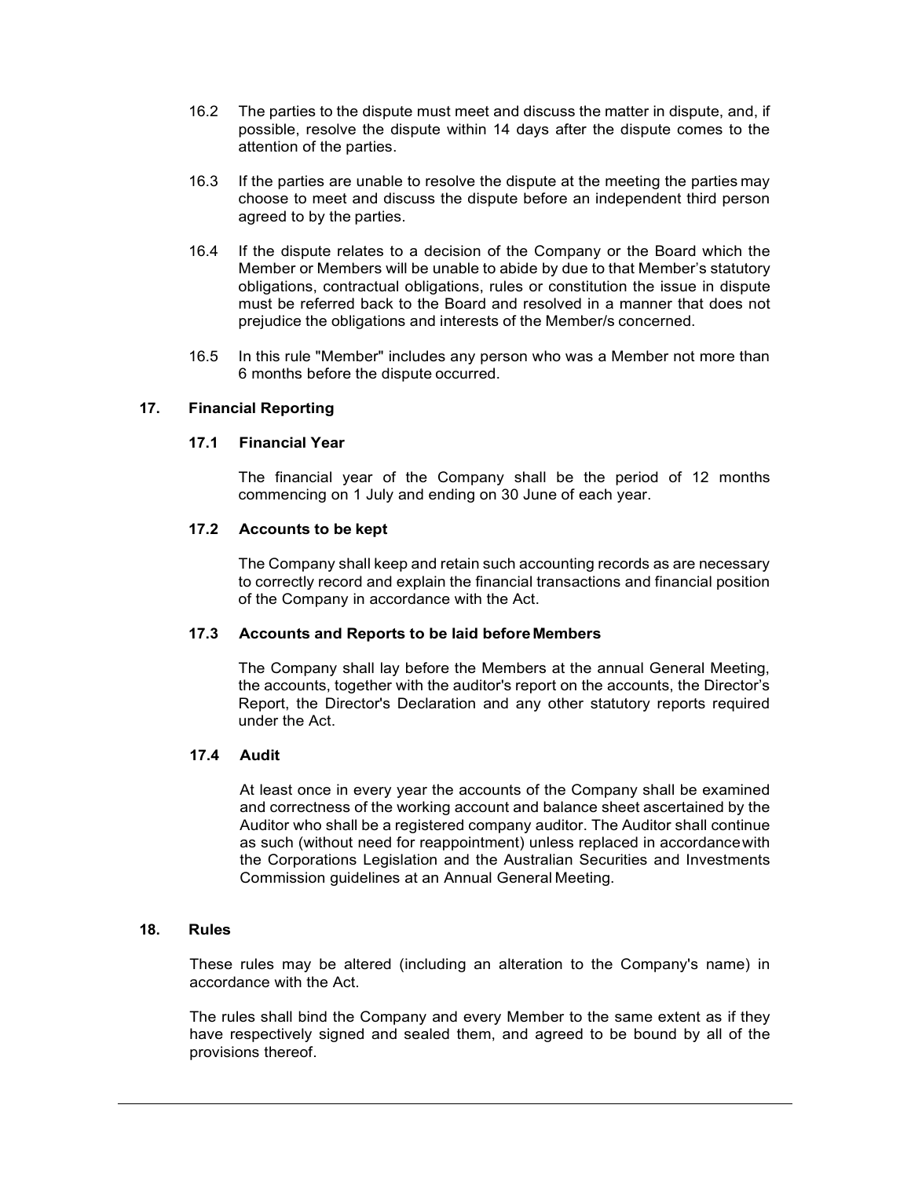16.2 The parties to the dispute must meet and discuss the matter in dispute, and, if possible, resolve the dispute within 14 days after the dispute comes to the attention of the parties.

16.3 If the parties are unable to resolve the dispute at the meeting the parties may choose to meet and discuss the dispute before an independent third person agreed to by the parties.

16.4 If the dispute relates to a decision of the Company or the Board which the Member or Members will be unable to abide by due to that Member's statutory obligations, contractual obligations, rules or constitution the issue in dispute must be referred back to the Board and resolved in a manner that does not prejudice the obligations and interests of the Member/s concerned.

16.5 In this rule "Member" includes any person who was a Member not more than 6 months before the dispute occurred.

## 17. Financial Reporting

### 17.1 Financial Year

The financial year of the Company shall be the period of 12 months commencing on 1 July and ending on 30 June of each year.

### 17.2 Accounts to be kept

The Company shall keep and retain such accounting records as are necessary to correctly record and explain the financial transactions and financial position of the Company in accordance with the Act.

### 17.3 Accounts and Reports to be laid before Members

The Company shall lay before the Members at the annual General Meeting, the accounts, together with the auditor's report on the accounts, the Director's Report, the Director's Declaration and any other statutory reports required under the Act.

### 17.4 Audit

At least once in every year the accounts of the Company shall be examined and correctness of the working account and balance sheet ascertained by the Auditor who shall be a registered company auditor. The Auditor shall continue as such (without need for reappointment) unless replaced in accordance with the Corporations Legislation and the Australian Securities and Investments Commission guidelines at an Annual General Meeting.

## 18. Rules

These rules may be altered (including an alteration to the Company's name) in accordance with the Act.

The rules shall bind the Company and every Member to the same extent as if they have respectively signed and sealed them, and agreed to be bound by all of the provisions thereof.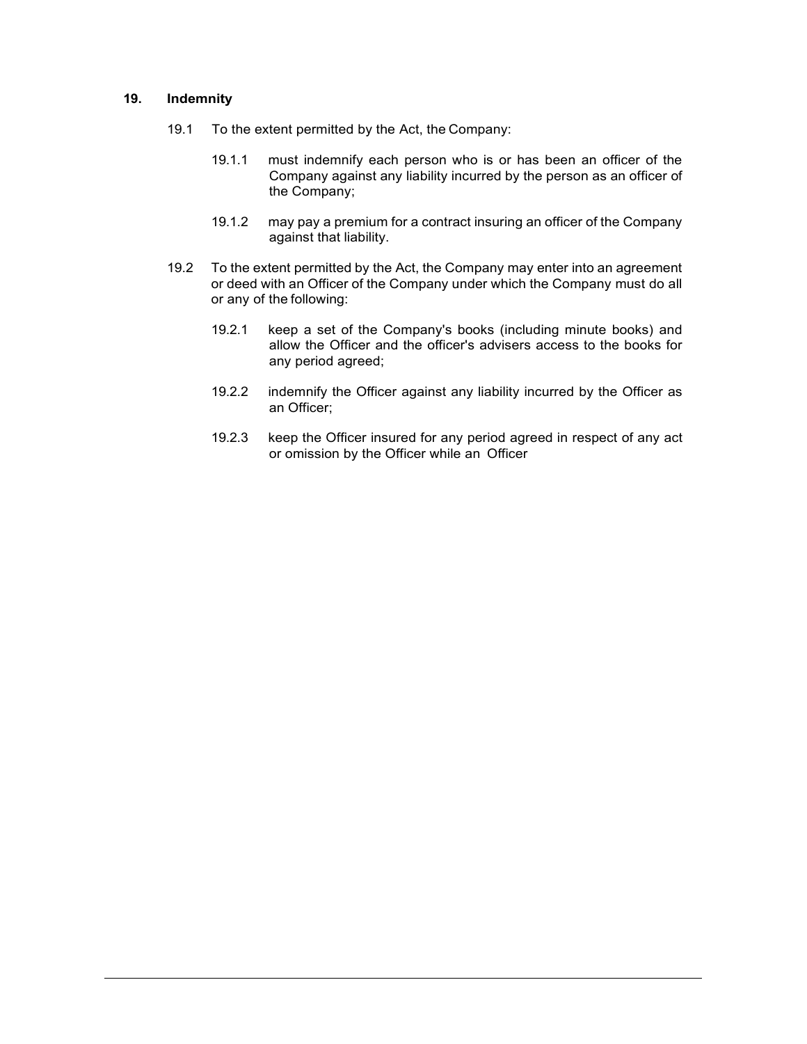## 19. Indemnity

19.1 To the extent permitted by the Act, the Company:

19.1.1 must indemnify each person who is or has been an officer of the Company against any liability incurred by the person as an officer of the Company;

19.1.2 may pay a premium for a contract insuring an officer of the Company against that liability.

19.2 To the extent permitted by the Act, the Company may enter into an agreement or deed with an Officer of the Company under which the Company must do all or any of the following:

19.2.1 keep a set of the Company's books (including minute books) and allow the Officer and the officer's advisers access to the books for any period agreed;

19.2.2 indemnify the Officer against any liability incurred by the Officer as an Officer;

19.2.3 keep the Officer insured for any period agreed in respect of any act or omission by the Officer while an Officer